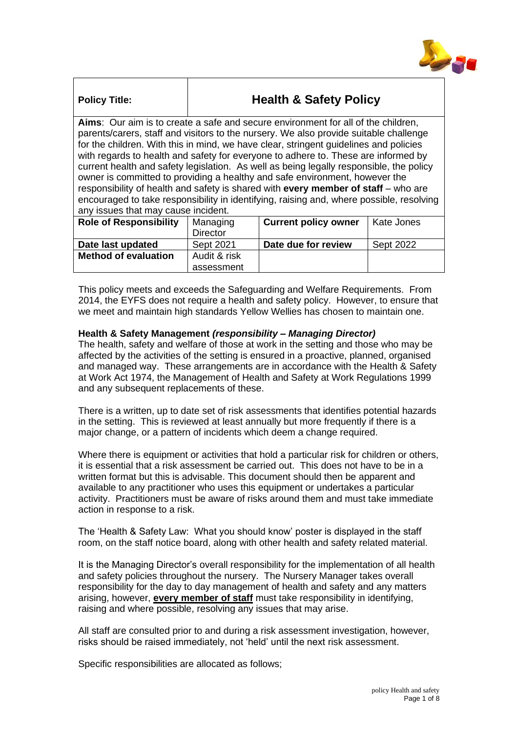| **Policy Title:** | **Health & Safety Policy** | | |
|---|---|---|---|
| **Aims**: Our aim is to create a safe and secure environment for all of the children, parents/carers, staff and visitors to the nursery. We also provide suitable challenge for the children. With this in mind, we have clear, stringent guidelines and policies with regards to health and safety for everyone to adhere to. These are informed by current health and safety legislation. As well as being legally responsible, the policy owner is committed to providing a healthy and safe environment, however the responsibility of health and safety is shared with **every member of staff** – who are encouraged to take responsibility in identifying, raising and, where possible, resolving any issues that may cause incident. | | | |
| **Role of Responsibility** | Managing Director | **Current policy owner** | Kate Jones |
| **Date last updated** | Sept 2021 | **Date due for review** | Sept 2022 |
| **Method of evaluation** | Audit & risk assessment | | |

This policy meets and exceeds the Safeguarding and Welfare Requirements. From 2014, the EYFS does not require a health and safety policy. However, to ensure that we meet and maintain high standards Yellow Wellies has chosen to maintain one.

**Health & Safety Management *(responsibility – Managing Director)***

The health, safety and welfare of those at work in the setting and those who may be affected by the activities of the setting is ensured in a proactive, planned, organised and managed way. These arrangements are in accordance with the Health & Safety at Work Act 1974, the Management of Health and Safety at Work Regulations 1999 and any subsequent replacements of these.

There is a written, up to date set of risk assessments that identifies potential hazards in the setting. This is reviewed at least annually but more frequently if there is a major change, or a pattern of incidents which deem a change required.

Where there is equipment or activities that hold a particular risk for children or others, it is essential that a risk assessment be carried out. This does not have to be in a written format but this is advisable. This document should then be apparent and available to any practitioner who uses this equipment or undertakes a particular activity. Practitioners must be aware of risks around them and must take immediate action in response to a risk.

The 'Health & Safety Law: What you should know' poster is displayed in the staff room, on the staff notice board, along with other health and safety related material.

It is the Managing Director's overall responsibility for the implementation of all health and safety policies throughout the nursery. The Nursery Manager takes overall responsibility for the day to day management of health and safety and any matters arising, however, **<u>every member of staff</u>** must take responsibility in identifying, raising and where possible, resolving any issues that may arise.

All staff are consulted prior to and during a risk assessment investigation, however, risks should be raised immediately, not 'held' until the next risk assessment.

Specific responsibilities are allocated as follows;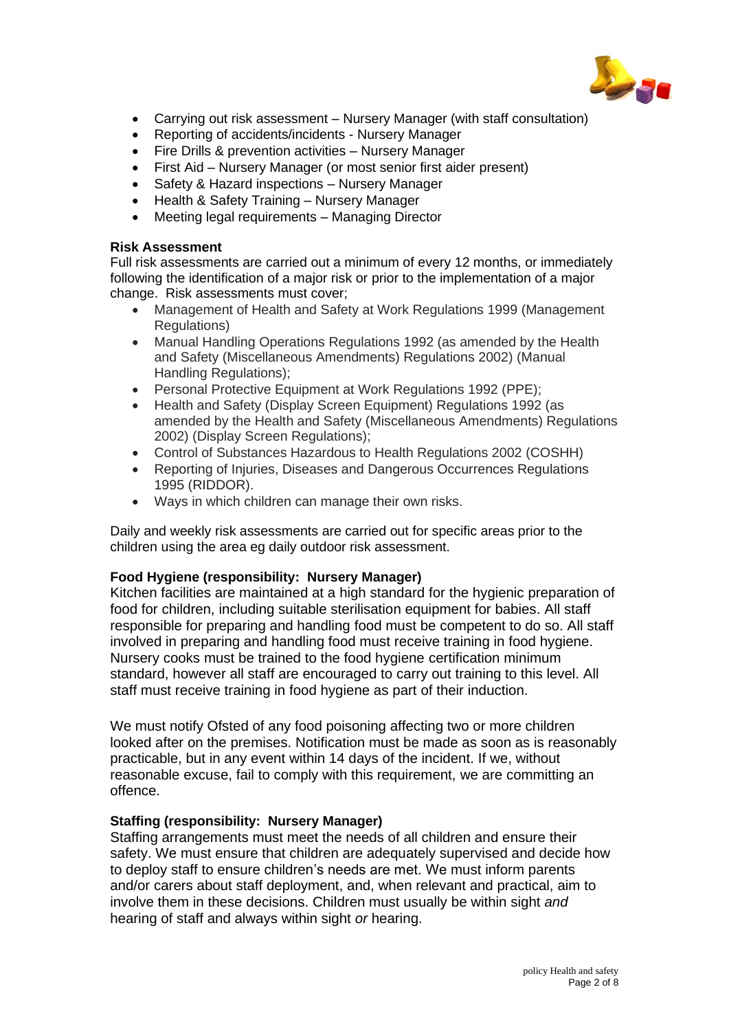- Carrying out risk assessment – Nursery Manager (with staff consultation)
- Reporting of accidents/incidents - Nursery Manager
- Fire Drills & prevention activities – Nursery Manager
- First Aid – Nursery Manager (or most senior first aider present)
- Safety & Hazard inspections – Nursery Manager
- Health & Safety Training – Nursery Manager
- Meeting legal requirements – Managing Director

**Risk Assessment**

Full risk assessments are carried out a minimum of every 12 months, or immediately following the identification of a major risk or prior to the implementation of a major change. Risk assessments must cover;

- Management of Health and Safety at Work Regulations 1999 (Management Regulations)
- Manual Handling Operations Regulations 1992 (as amended by the Health and Safety (Miscellaneous Amendments) Regulations 2002) (Manual Handling Regulations);
- Personal Protective Equipment at Work Regulations 1992 (PPE);
- Health and Safety (Display Screen Equipment) Regulations 1992 (as amended by the Health and Safety (Miscellaneous Amendments) Regulations 2002) (Display Screen Regulations);
- Control of Substances Hazardous to Health Regulations 2002 (COSHH)
- Reporting of Injuries, Diseases and Dangerous Occurrences Regulations 1995 (RIDDOR).
- Ways in which children can manage their own risks.

Daily and weekly risk assessments are carried out for specific areas prior to the children using the area eg daily outdoor risk assessment.

**Food Hygiene (responsibility: Nursery Manager)**

Kitchen facilities are maintained at a high standard for the hygienic preparation of food for children, including suitable sterilisation equipment for babies. All staff responsible for preparing and handling food must be competent to do so. All staff involved in preparing and handling food must receive training in food hygiene. Nursery cooks must be trained to the food hygiene certification minimum standard, however all staff are encouraged to carry out training to this level. All staff must receive training in food hygiene as part of their induction.

We must notify Ofsted of any food poisoning affecting two or more children looked after on the premises. Notification must be made as soon as is reasonably practicable, but in any event within 14 days of the incident. If we, without reasonable excuse, fail to comply with this requirement, we are committing an offence.

**Staffing (responsibility: Nursery Manager)**

Staffing arrangements must meet the needs of all children and ensure their safety. We must ensure that children are adequately supervised and decide how to deploy staff to ensure children's needs are met. We must inform parents and/or carers about staff deployment, and, when relevant and practical, aim to involve them in these decisions. Children must usually be within sight *and* hearing of staff and always within sight *or* hearing.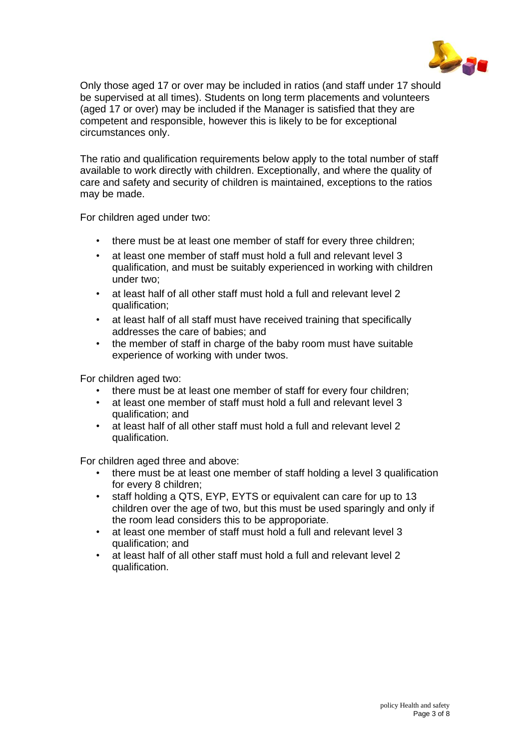Only those aged 17 or over may be included in ratios (and staff under 17 should be supervised at all times). Students on long term placements and volunteers (aged 17 or over) may be included if the Manager is satisfied that they are competent and responsible, however this is likely to be for exceptional circumstances only.

The ratio and qualification requirements below apply to the total number of staff available to work directly with children. Exceptionally, and where the quality of care and safety and security of children is maintained, exceptions to the ratios may be made.

For children aged under two:

- there must be at least one member of staff for every three children;
- at least one member of staff must hold a full and relevant level 3 qualification, and must be suitably experienced in working with children under two;
- at least half of all other staff must hold a full and relevant level 2 qualification;
- at least half of all staff must have received training that specifically addresses the care of babies; and
- the member of staff in charge of the baby room must have suitable experience of working with under twos.

For children aged two:

- there must be at least one member of staff for every four children;
- at least one member of staff must hold a full and relevant level 3 qualification; and
- at least half of all other staff must hold a full and relevant level 2 qualification.

For children aged three and above:

- there must be at least one member of staff holding a level 3 qualification for every 8 children;
- staff holding a QTS, EYP, EYTS or equivalent can care for up to 13 children over the age of two, but this must be used sparingly and only if the room lead considers this to be approporiate.
- at least one member of staff must hold a full and relevant level 3 qualification; and
- at least half of all other staff must hold a full and relevant level 2 qualification.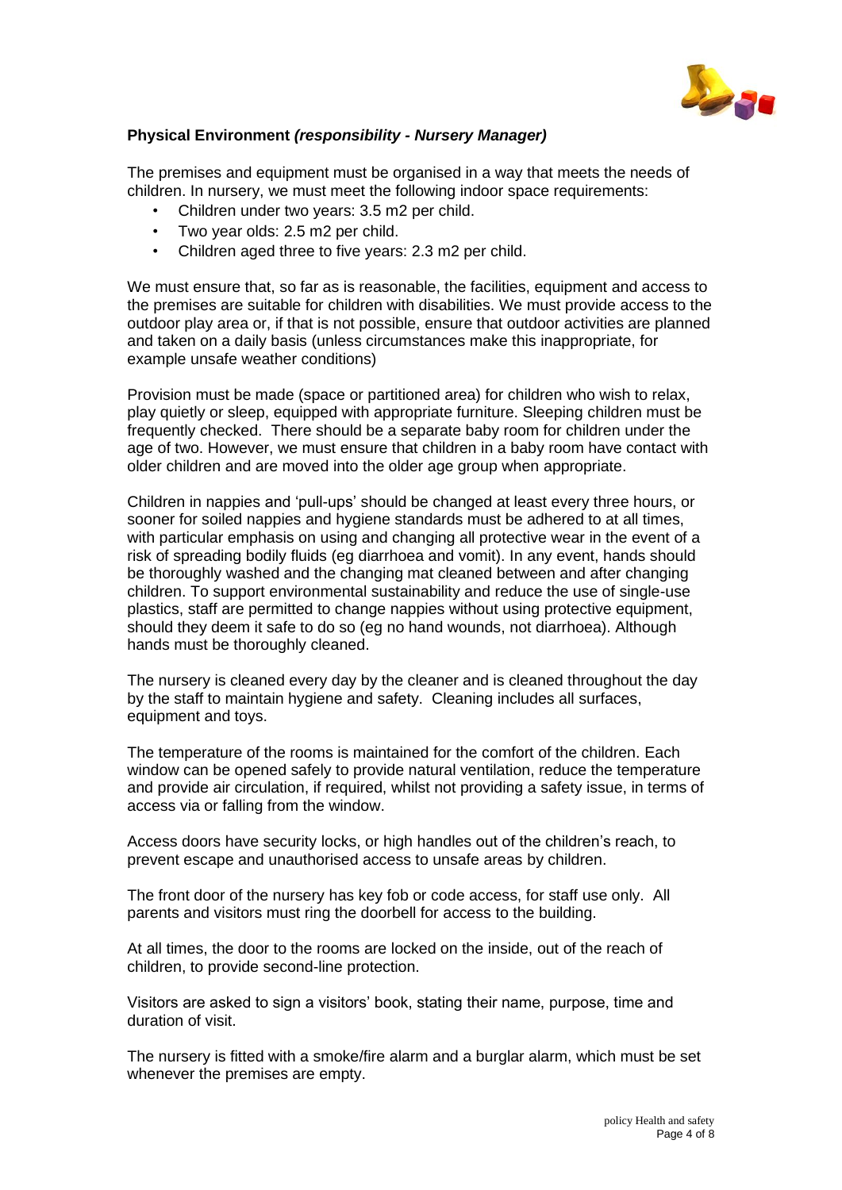**Physical Environment *(responsibility - Nursery Manager)***

The premises and equipment must be organised in a way that meets the needs of children. In nursery, we must meet the following indoor space requirements:

- Children under two years: 3.5 m2 per child.
- Two year olds: 2.5 m2 per child.
- Children aged three to five years: 2.3 m2 per child.

We must ensure that, so far as is reasonable, the facilities, equipment and access to the premises are suitable for children with disabilities. We must provide access to the outdoor play area or, if that is not possible, ensure that outdoor activities are planned and taken on a daily basis (unless circumstances make this inappropriate, for example unsafe weather conditions)

Provision must be made (space or partitioned area) for children who wish to relax, play quietly or sleep, equipped with appropriate furniture. Sleeping children must be frequently checked. There should be a separate baby room for children under the age of two. However, we must ensure that children in a baby room have contact with older children and are moved into the older age group when appropriate.

Children in nappies and 'pull-ups' should be changed at least every three hours, or sooner for soiled nappies and hygiene standards must be adhered to at all times, with particular emphasis on using and changing all protective wear in the event of a risk of spreading bodily fluids (eg diarrhoea and vomit). In any event, hands should be thoroughly washed and the changing mat cleaned between and after changing children. To support environmental sustainability and reduce the use of single-use plastics, staff are permitted to change nappies without using protective equipment, should they deem it safe to do so (eg no hand wounds, not diarrhoea). Although hands must be thoroughly cleaned.

The nursery is cleaned every day by the cleaner and is cleaned throughout the day by the staff to maintain hygiene and safety. Cleaning includes all surfaces, equipment and toys.

The temperature of the rooms is maintained for the comfort of the children. Each window can be opened safely to provide natural ventilation, reduce the temperature and provide air circulation, if required, whilst not providing a safety issue, in terms of access via or falling from the window.

Access doors have security locks, or high handles out of the children's reach, to prevent escape and unauthorised access to unsafe areas by children.

The front door of the nursery has key fob or code access, for staff use only. All parents and visitors must ring the doorbell for access to the building.

At all times, the door to the rooms are locked on the inside, out of the reach of children, to provide second-line protection.

Visitors are asked to sign a visitors' book, stating their name, purpose, time and duration of visit.

The nursery is fitted with a smoke/fire alarm and a burglar alarm, which must be set whenever the premises are empty.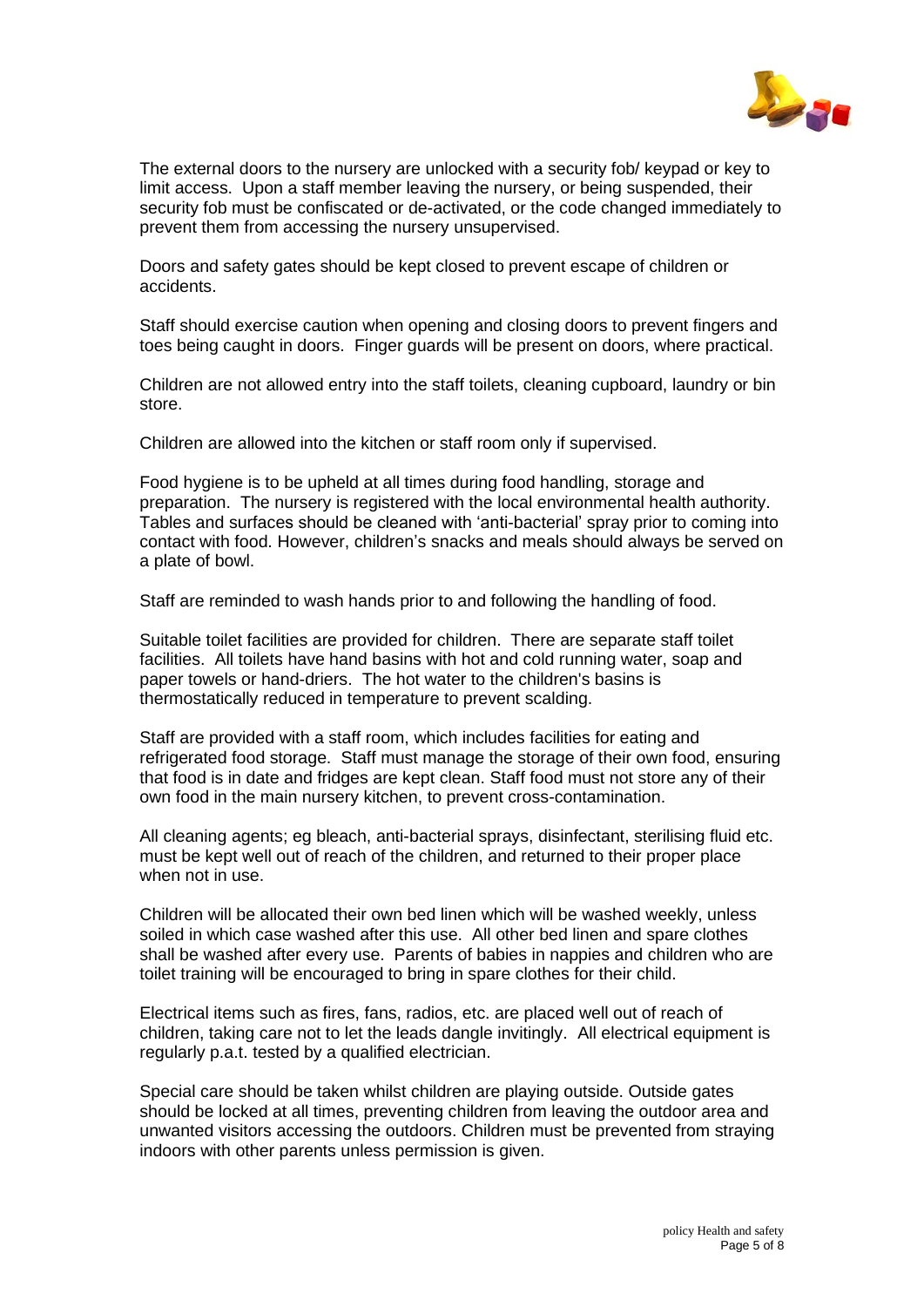The external doors to the nursery are unlocked with a security fob/ keypad or key to limit access. Upon a staff member leaving the nursery, or being suspended, their security fob must be confiscated or de-activated, or the code changed immediately to prevent them from accessing the nursery unsupervised.

Doors and safety gates should be kept closed to prevent escape of children or accidents.

Staff should exercise caution when opening and closing doors to prevent fingers and toes being caught in doors. Finger guards will be present on doors, where practical.

Children are not allowed entry into the staff toilets, cleaning cupboard, laundry or bin store.

Children are allowed into the kitchen or staff room only if supervised.

Food hygiene is to be upheld at all times during food handling, storage and preparation. The nursery is registered with the local environmental health authority. Tables and surfaces should be cleaned with 'anti-bacterial' spray prior to coming into contact with food. However, children's snacks and meals should always be served on a plate of bowl.

Staff are reminded to wash hands prior to and following the handling of food.

Suitable toilet facilities are provided for children. There are separate staff toilet facilities. All toilets have hand basins with hot and cold running water, soap and paper towels or hand-driers. The hot water to the children's basins is thermostatically reduced in temperature to prevent scalding.

Staff are provided with a staff room, which includes facilities for eating and refrigerated food storage. Staff must manage the storage of their own food, ensuring that food is in date and fridges are kept clean. Staff food must not store any of their own food in the main nursery kitchen, to prevent cross-contamination.

All cleaning agents; eg bleach, anti-bacterial sprays, disinfectant, sterilising fluid etc. must be kept well out of reach of the children, and returned to their proper place when not in use.

Children will be allocated their own bed linen which will be washed weekly, unless soiled in which case washed after this use. All other bed linen and spare clothes shall be washed after every use. Parents of babies in nappies and children who are toilet training will be encouraged to bring in spare clothes for their child.

Electrical items such as fires, fans, radios, etc. are placed well out of reach of children, taking care not to let the leads dangle invitingly. All electrical equipment is regularly p.a.t. tested by a qualified electrician.

Special care should be taken whilst children are playing outside. Outside gates should be locked at all times, preventing children from leaving the outdoor area and unwanted visitors accessing the outdoors. Children must be prevented from straying indoors with other parents unless permission is given.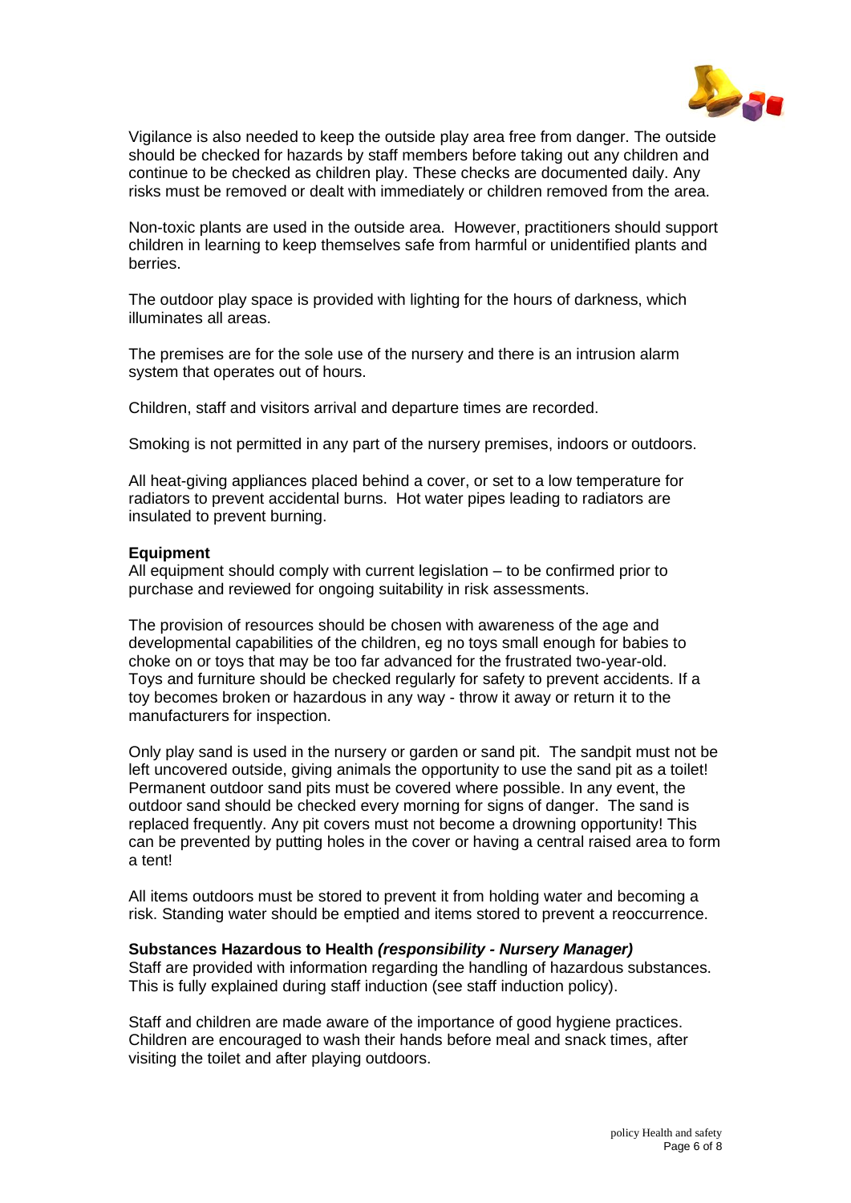Vigilance is also needed to keep the outside play area free from danger. The outside should be checked for hazards by staff members before taking out any children and continue to be checked as children play. These checks are documented daily. Any risks must be removed or dealt with immediately or children removed from the area.

Non-toxic plants are used in the outside area. However, practitioners should support children in learning to keep themselves safe from harmful or unidentified plants and berries.

The outdoor play space is provided with lighting for the hours of darkness, which illuminates all areas.

The premises are for the sole use of the nursery and there is an intrusion alarm system that operates out of hours.

Children, staff and visitors arrival and departure times are recorded.

Smoking is not permitted in any part of the nursery premises, indoors or outdoors.

All heat-giving appliances placed behind a cover, or set to a low temperature for radiators to prevent accidental burns. Hot water pipes leading to radiators are insulated to prevent burning.

**Equipment**

All equipment should comply with current legislation – to be confirmed prior to purchase and reviewed for ongoing suitability in risk assessments.

The provision of resources should be chosen with awareness of the age and developmental capabilities of the children, eg no toys small enough for babies to choke on or toys that may be too far advanced for the frustrated two-year-old. Toys and furniture should be checked regularly for safety to prevent accidents. If a toy becomes broken or hazardous in any way - throw it away or return it to the manufacturers for inspection.

Only play sand is used in the nursery or garden or sand pit. The sandpit must not be left uncovered outside, giving animals the opportunity to use the sand pit as a toilet! Permanent outdoor sand pits must be covered where possible. In any event, the outdoor sand should be checked every morning for signs of danger. The sand is replaced frequently. Any pit covers must not become a drowning opportunity! This can be prevented by putting holes in the cover or having a central raised area to form a tent!

All items outdoors must be stored to prevent it from holding water and becoming a risk. Standing water should be emptied and items stored to prevent a reoccurrence.

**Substances Hazardous to Health *(responsibility - Nursery Manager)***

Staff are provided with information regarding the handling of hazardous substances. This is fully explained during staff induction (see staff induction policy).

Staff and children are made aware of the importance of good hygiene practices. Children are encouraged to wash their hands before meal and snack times, after visiting the toilet and after playing outdoors.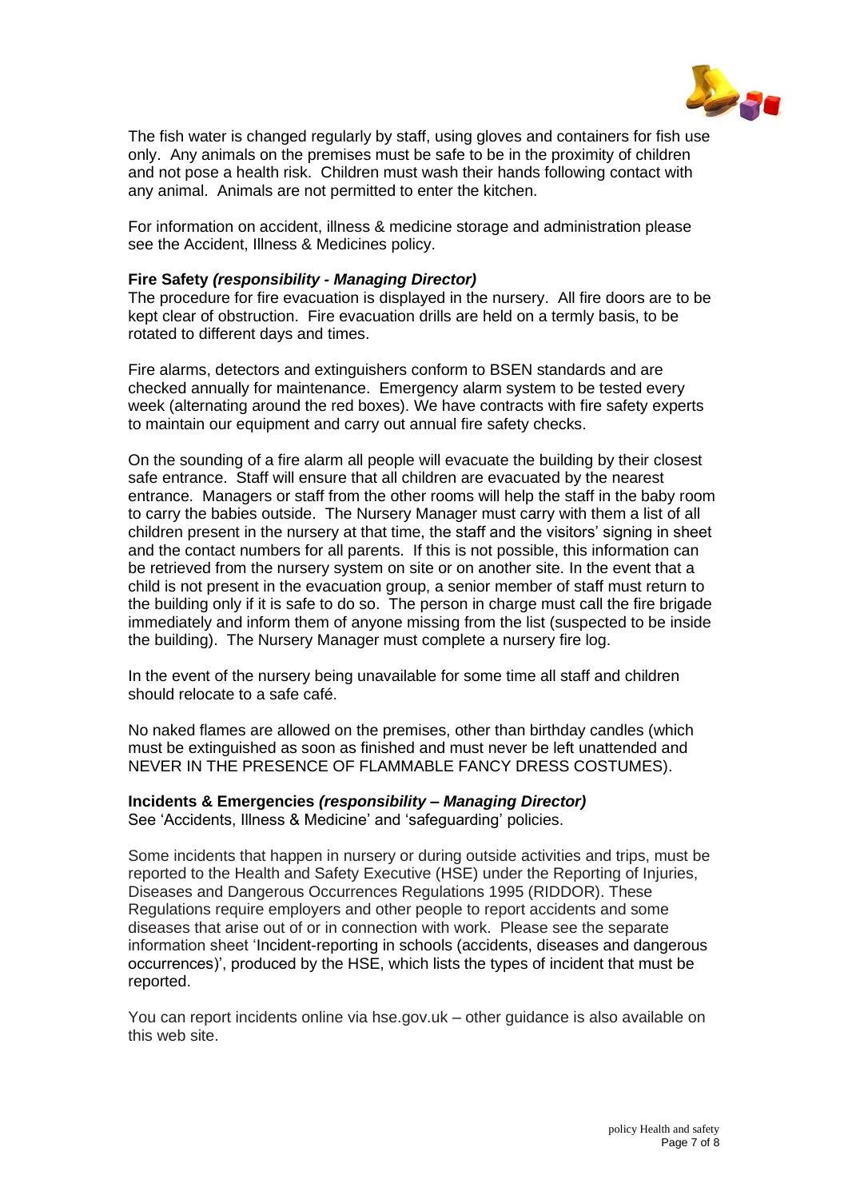The fish water is changed regularly by staff, using gloves and containers for fish use only. Any animals on the premises must be safe to be in the proximity of children and not pose a health risk. Children must wash their hands following contact with any animal. Animals are not permitted to enter the kitchen.

For information on accident, illness & medicine storage and administration please see the Accident, Illness & Medicines policy.

**Fire Safety *(responsibility - Managing Director)***
The procedure for fire evacuation is displayed in the nursery. All fire doors are to be kept clear of obstruction. Fire evacuation drills are held on a termly basis, to be rotated to different days and times.

Fire alarms, detectors and extinguishers conform to BSEN standards and are checked annually for maintenance. Emergency alarm system to be tested every week (alternating around the red boxes). We have contracts with fire safety experts to maintain our equipment and carry out annual fire safety checks.

On the sounding of a fire alarm all people will evacuate the building by their closest safe entrance. Staff will ensure that all children are evacuated by the nearest entrance. Managers or staff from the other rooms will help the staff in the baby room to carry the babies outside. The Nursery Manager must carry with them a list of all children present in the nursery at that time, the staff and the visitors' signing in sheet and the contact numbers for all parents. If this is not possible, this information can be retrieved from the nursery system on site or on another site. In the event that a child is not present in the evacuation group, a senior member of staff must return to the building only if it is safe to do so. The person in charge must call the fire brigade immediately and inform them of anyone missing from the list (suspected to be inside the building). The Nursery Manager must complete a nursery fire log.

In the event of the nursery being unavailable for some time all staff and children should relocate to a safe café.

No naked flames are allowed on the premises, other than birthday candles (which must be extinguished as soon as finished and must never be left unattended and NEVER IN THE PRESENCE OF FLAMMABLE FANCY DRESS COSTUMES).

**Incidents & Emergencies *(responsibility – Managing Director)***
See 'Accidents, Illness & Medicine' and 'safeguarding' policies.

Some incidents that happen in nursery or during outside activities and trips, must be reported to the Health and Safety Executive (HSE) under the Reporting of Injuries, Diseases and Dangerous Occurrences Regulations 1995 (RIDDOR). These Regulations require employers and other people to report accidents and some diseases that arise out of or in connection with work. Please see the separate information sheet 'Incident-reporting in schools (accidents, diseases and dangerous occurrences)', produced by the HSE, which lists the types of incident that must be reported.

You can report incidents online via hse.gov.uk – other guidance is also available on this web site.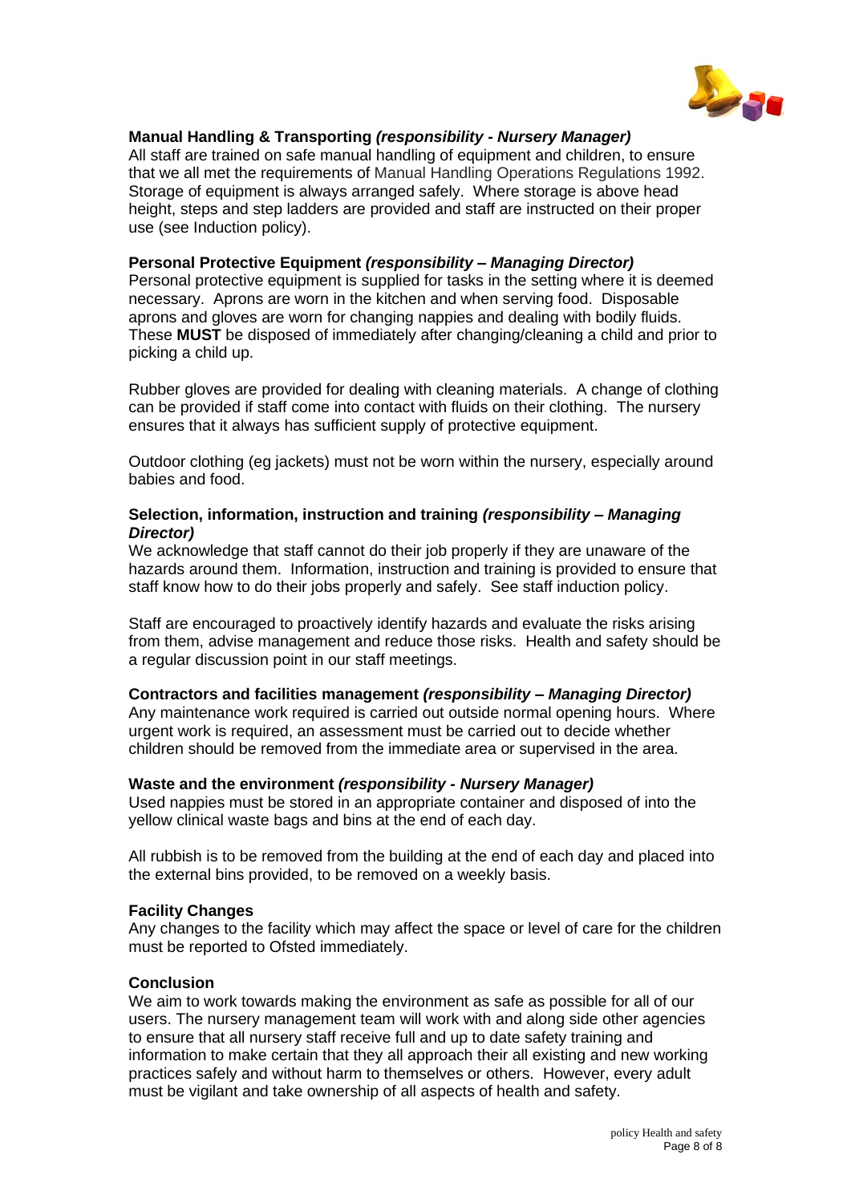**Manual Handling & Transporting** ***(responsibility - Nursery Manager)***
All staff are trained on safe manual handling of equipment and children, to ensure that we all met the requirements of Manual Handling Operations Regulations 1992. Storage of equipment is always arranged safely. Where storage is above head height, steps and step ladders are provided and staff are instructed on their proper use (see Induction policy).

**Personal Protective Equipment** ***(responsibility – Managing Director)***
Personal protective equipment is supplied for tasks in the setting where it is deemed necessary. Aprons are worn in the kitchen and when serving food. Disposable aprons and gloves are worn for changing nappies and dealing with bodily fluids. These **MUST** be disposed of immediately after changing/cleaning a child and prior to picking a child up.

Rubber gloves are provided for dealing with cleaning materials. A change of clothing can be provided if staff come into contact with fluids on their clothing. The nursery ensures that it always has sufficient supply of protective equipment.

Outdoor clothing (eg jackets) must not be worn within the nursery, especially around babies and food.

**Selection, information, instruction and training** ***(responsibility – Managing Director)***
We acknowledge that staff cannot do their job properly if they are unaware of the hazards around them. Information, instruction and training is provided to ensure that staff know how to do their jobs properly and safely. See staff induction policy.

Staff are encouraged to proactively identify hazards and evaluate the risks arising from them, advise management and reduce those risks. Health and safety should be a regular discussion point in our staff meetings.

**Contractors and facilities management** ***(responsibility – Managing Director)***
Any maintenance work required is carried out outside normal opening hours. Where urgent work is required, an assessment must be carried out to decide whether children should be removed from the immediate area or supervised in the area.

**Waste and the environment** ***(responsibility - Nursery Manager)***
Used nappies must be stored in an appropriate container and disposed of into the yellow clinical waste bags and bins at the end of each day.

All rubbish is to be removed from the building at the end of each day and placed into the external bins provided, to be removed on a weekly basis.

**Facility Changes**
Any changes to the facility which may affect the space or level of care for the children must be reported to Ofsted immediately.

**Conclusion**
We aim to work towards making the environment as safe as possible for all of our users. The nursery management team will work with and along side other agencies to ensure that all nursery staff receive full and up to date safety training and information to make certain that they all approach their all existing and new working practices safely and without harm to themselves or others. However, every adult must be vigilant and take ownership of all aspects of health and safety.